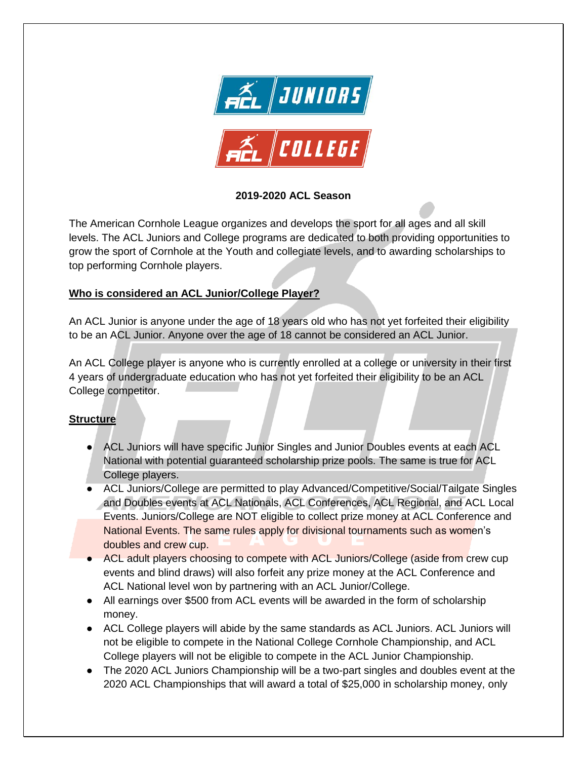**2019-2020 ACL Season**

The American Cornhole League organizes and develops the sport for all ages and all skill levels. The ACL Juniors and College programs are dedicated to both providing opportunities to grow the sport of Cornhole at the Youth and collegiate levels, and to awarding scholarships to top performing Cornhole players.

## Who is considered an ACL Junior/College Player?

An ACL Junior is anyone under the age of 18 years old who has not yet forfeited their eligibility to be an ACL Junior. Anyone over the age of 18 cannot be considered an ACL Junior.

An ACL College player is anyone who is currently enrolled at a college or university in their first 4 years of undergraduate education who has not yet forfeited their eligibility to be an ACL College competitor.

## Structure

- ACL Juniors will have specific Junior Singles and Junior Doubles events at each ACL National with potential guaranteed scholarship prize pools. The same is true for ACL College players.
- ACL Juniors/College are permitted to play Advanced/Competitive/Social/Tailgate Singles and Doubles events at ACL Nationals, ACL Conferences, ACL Regional, and ACL Local Events. Juniors/College are NOT eligible to collect prize money at ACL Conference and National Events. The same rules apply for divisional tournaments such as women's doubles and crew cup.
- ACL adult players choosing to compete with ACL Juniors/College (aside from crew cup events and blind draws) will also forfeit any prize money at the ACL Conference and ACL National level won by partnering with an ACL Junior/College.
- All earnings over $500 from ACL events will be awarded in the form of scholarship money.
- ACL College players will abide by the same standards as ACL Juniors. ACL Juniors will not be eligible to compete in the National College Cornhole Championship, and ACL College players will not be eligible to compete in the ACL Junior Championship.
- The 2020 ACL Juniors Championship will be a two-part singles and doubles event at the 2020 ACL Championships that will award a total of $25,000 in scholarship money, only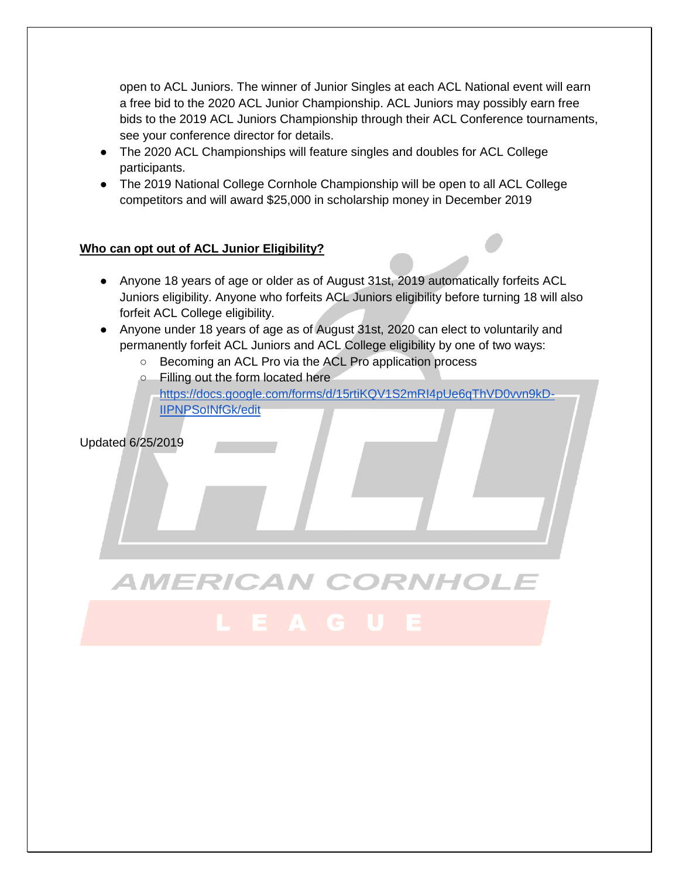open to ACL Juniors. The winner of Junior Singles at each ACL National event will earn a free bid to the 2020 ACL Junior Championship. ACL Juniors may possibly earn free bids to the 2019 ACL Juniors Championship through their ACL Conference tournaments, see your conference director for details.

- The 2020 ACL Championships will feature singles and doubles for ACL College participants.
- The 2019 National College Cornhole Championship will be open to all ACL College competitors and will award $25,000 in scholarship money in December 2019

**Who can opt out of ACL Junior Eligibility?**

- Anyone 18 years of age or older as of August 31st, 2019 automatically forfeits ACL Juniors eligibility. Anyone who forfeits ACL Juniors eligibility before turning 18 will also forfeit ACL College eligibility.
- Anyone under 18 years of age as of August 31st, 2020 can elect to voluntarily and permanently forfeit ACL Juniors and ACL College eligibility by one of two ways:
  - Becoming an ACL Pro via the ACL Pro application process
  - Filling out the form located here https://docs.google.com/forms/d/15rtiKQV1S2mRI4pUe6qThVD0vvn9kD-IIPNPSoINfGk/edit

Updated 6/25/2019